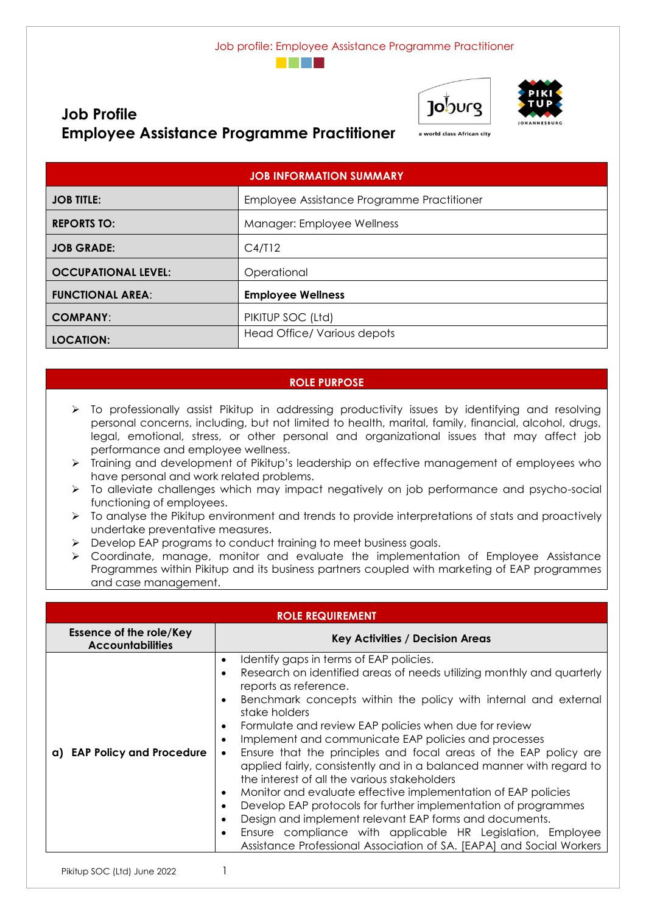# Job Profile
# Employee Assistance Programme Practitioner

| JOB INFORMATION SUMMARY | |
| --- | --- |
| **JOB TITLE:** | Employee Assistance Programme Practitioner |
| **REPORTS TO:** | Manager: Employee Wellness |
| **JOB GRADE:** | C4/T12 |
| **OCCUPATIONAL LEVEL:** | Operational |
| **FUNCTIONAL AREA:** | **Employee Wellness** |
| **COMPANY:** | PIKITUP SOC (Ltd) |
| **LOCATION:** | Head Office/ Various depots |

## ROLE PURPOSE

- To professionally assist Pikitup in addressing productivity issues by identifying and resolving personal concerns, including, but not limited to health, marital, family, financial, alcohol, drugs, legal, emotional, stress, or other personal and organizational issues that may affect job performance and employee wellness.
- Training and development of Pikitup's leadership on effective management of employees who have personal and work related problems.
- To alleviate challenges which may impact negatively on job performance and psycho-social functioning of employees.
- To analyse the Pikitup environment and trends to provide interpretations of stats and proactively undertake preventative measures.
- Develop EAP programs to conduct training to meet business goals.
- Coordinate, manage, monitor and evaluate the implementation of Employee Assistance Programmes within Pikitup and its business partners coupled with marketing of EAP programmes and case management.

## ROLE REQUIREMENT

| Essence of the role/Key Accountabilities | Key Activities / Decision Areas |
| --- | --- |
| **a) EAP Policy and Procedure** | • Identify gaps in terms of EAP policies.<br>• Research on identified areas of needs utilizing monthly and quarterly reports as reference.<br>• Benchmark concepts within the policy with internal and external stake holders<br>• Formulate and review EAP policies when due for review<br>• Implement and communicate EAP policies and processes<br>• Ensure that the principles and focal areas of the EAP policy are applied fairly, consistently and in a balanced manner with regard to the interest of all the various stakeholders<br>• Monitor and evaluate effective implementation of EAP policies<br>• Develop EAP protocols for further implementation of programmes<br>• Design and implement relevant EAP forms and documents.<br>• Ensure compliance with applicable HR Legislation, Employee Assistance Professional Association of SA. [EAPA] and Social Workers |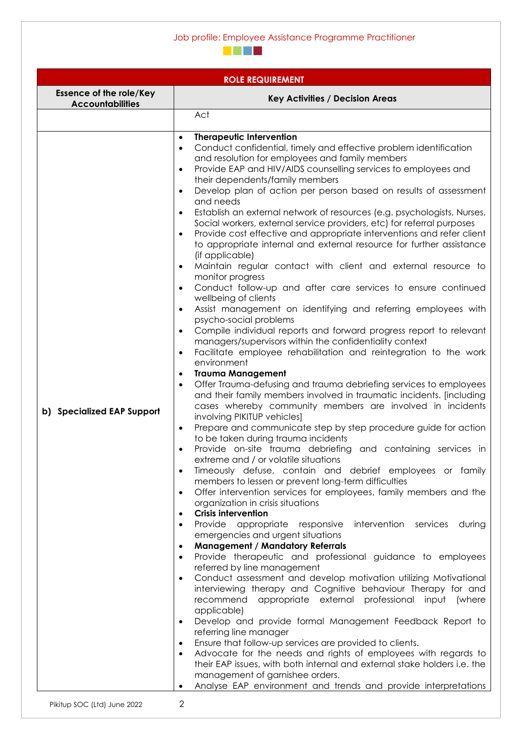| ROLE REQUIREMENT | |
|---|---|
| **Essence of the role/Key Accountabilities** | **Key Activities / Decision Areas** |
| | Act |
| **b) Specialized EAP Support** | • **Therapeutic Intervention**<br>• Conduct confidential, timely and effective problem identification and resolution for employees and family members<br>• Provide EAP and HIV/AIDS counselling services to employees and their dependents/family members<br>• Develop plan of action per person based on results of assessment and needs<br>• Establish an external network of resources (e.g. psychologists, Nurses, Social workers, external service providers, etc) for referral purposes<br>• Provide cost effective and appropriate interventions and refer client to appropriate internal and external resource for further assistance (if applicable)<br>• Maintain regular contact with client and external resource to monitor progress<br>• Conduct follow-up and after care services to ensure continued wellbeing of clients<br>• Assist management on identifying and referring employees with psycho-social problems<br>• Compile individual reports and forward progress report to relevant managers/supervisors within the confidentiality context<br>• Facilitate employee rehabilitation and reintegration to the work environment<br>• **Trauma Management**<br>• Offer Trauma-defusing and trauma debriefing services to employees and their family members involved in traumatic incidents. [including cases whereby community members are involved in incidents involving PIKITUP vehicles]<br>• Prepare and communicate step by step procedure guide for action to be taken during trauma incidents<br>• Provide on-site trauma debriefing and containing services in extreme and / or volatile situations<br>• Timeously defuse, contain and debrief employees or family members to lessen or prevent long-term difficulties<br>• Offer intervention services for employees, family members and the organization in crisis situations<br>• **Crisis intervention**<br>• Provide appropriate responsive intervention services during emergencies and urgent situations<br>• **Management / Mandatory Referrals**<br>• Provide therapeutic and professional guidance to employees referred by line management<br>• Conduct assessment and develop motivation utilizing Motivational interviewing therapy and Cognitive behaviour Therapy for and recommend appropriate external professional input (where applicable)<br>• Develop and provide formal Management Feedback Report to referring line manager<br>• Ensure that follow-up services are provided to clients.<br>• Advocate for the needs and rights of employees with regards to their EAP issues, with both internal and external stake holders i.e. the management of garnishee orders.<br>• Analyse EAP environment and trends and provide interpretations |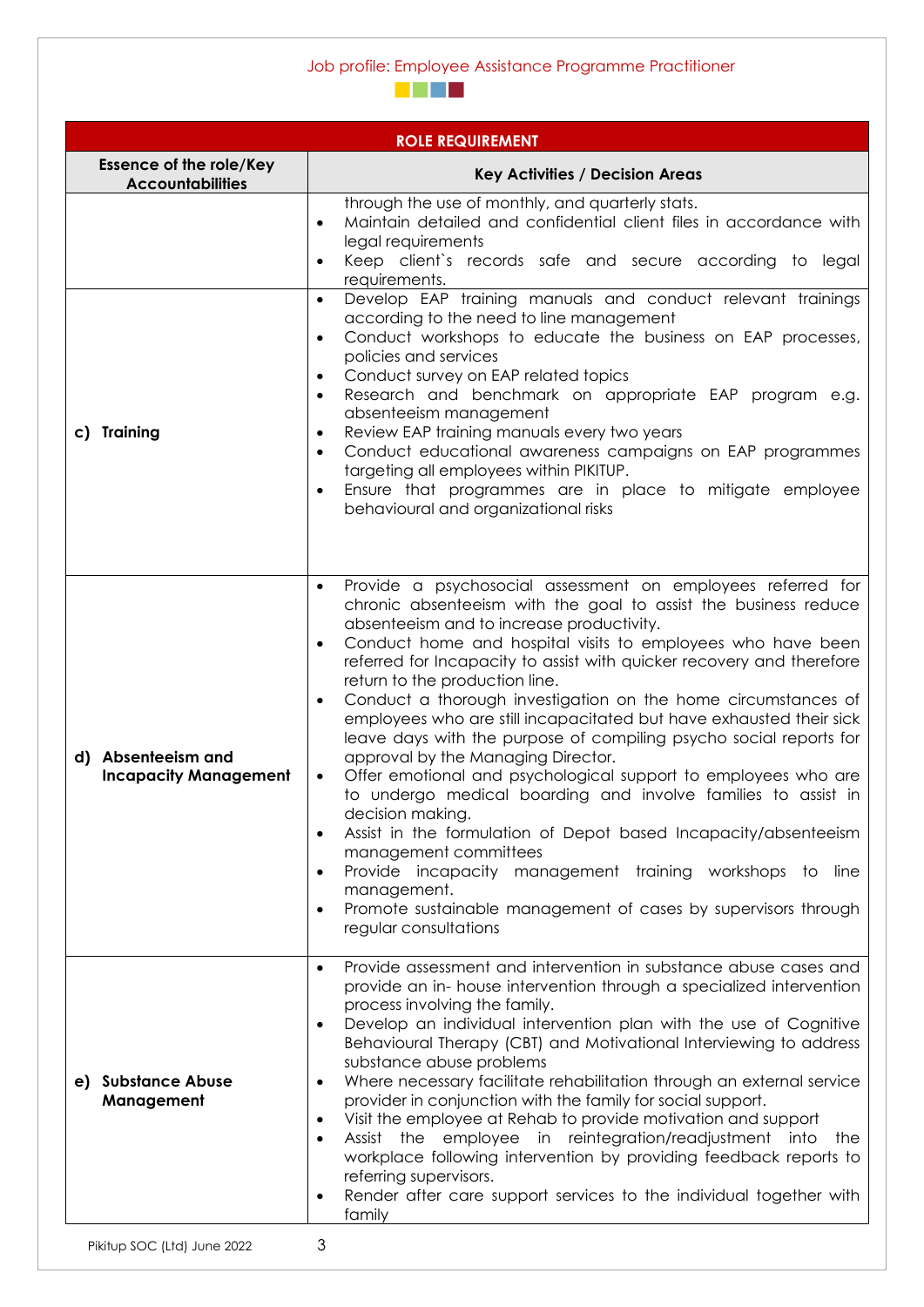| ROLE REQUIREMENT | |
|---|---|
| **Essence of the role/Key Accountabilities** | **Key Activities / Decision Areas** |
| | through the use of monthly, and quarterly stats.<br>• Maintain detailed and confidential client files in accordance with legal requirements<br>• Keep client`s records safe and secure according to legal requirements. |
| **c) Training** | • Develop EAP training manuals and conduct relevant trainings according to the need to line management<br>• Conduct workshops to educate the business on EAP processes, policies and services<br>• Conduct survey on EAP related topics<br>• Research and benchmark on appropriate EAP program e.g. absenteeism management<br>• Review EAP training manuals every two years<br>• Conduct educational awareness campaigns on EAP programmes targeting all employees within PIKITUP.<br>• Ensure that programmes are in place to mitigate employee behavioural and organizational risks |
| **d) Absenteeism and Incapacity Management** | • Provide a psychosocial assessment on employees referred for chronic absenteeism with the goal to assist the business reduce absenteeism and to increase productivity.<br>• Conduct home and hospital visits to employees who have been referred for Incapacity to assist with quicker recovery and therefore return to the production line.<br>• Conduct a thorough investigation on the home circumstances of employees who are still incapacitated but have exhausted their sick leave days with the purpose of compiling psycho social reports for approval by the Managing Director.<br>• Offer emotional and psychological support to employees who are to undergo medical boarding and involve families to assist in decision making.<br>• Assist in the formulation of Depot based Incapacity/absenteeism management committees<br>• Provide incapacity management training workshops to line management.<br>• Promote sustainable management of cases by supervisors through regular consultations |
| **e) Substance Abuse Management** | • Provide assessment and intervention in substance abuse cases and provide an in- house intervention through a specialized intervention process involving the family.<br>• Develop an individual intervention plan with the use of Cognitive Behavioural Therapy (CBT) and Motivational Interviewing to address substance abuse problems<br>• Where necessary facilitate rehabilitation through an external service provider in conjunction with the family for social support.<br>• Visit the employee at Rehab to provide motivation and support<br>• Assist the employee in reintegration/readjustment into the workplace following intervention by providing feedback reports to referring supervisors.<br>• Render after care support services to the individual together with family |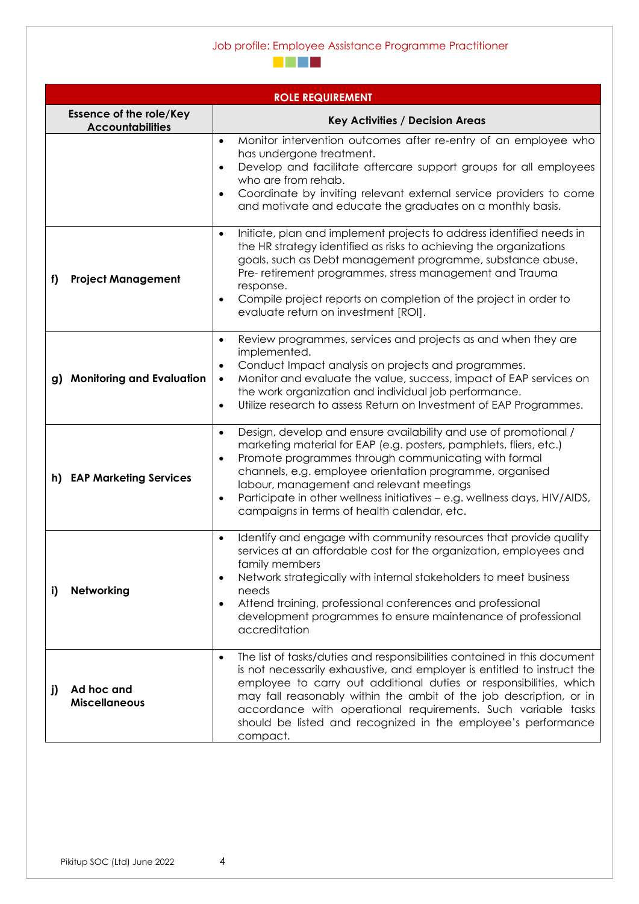| ROLE REQUIREMENT | |
|---|---|
| **Essence of the role/Key Accountabilities** | **Key Activities / Decision Areas** |
| | • Monitor intervention outcomes after re-entry of an employee who has undergone treatment.<br>• Develop and facilitate aftercare support groups for all employees who are from rehab.<br>• Coordinate by inviting relevant external service providers to come and motivate and educate the graduates on a monthly basis. |
| **f) Project Management** | • Initiate, plan and implement projects to address identified needs in the HR strategy identified as risks to achieving the organizations goals, such as Debt management programme, substance abuse, Pre- retirement programmes, stress management and Trauma response.<br>• Compile project reports on completion of the project in order to evaluate return on investment [ROI]. |
| **g) Monitoring and Evaluation** | • Review programmes, services and projects as and when they are implemented.<br>• Conduct Impact analysis on projects and programmes.<br>• Monitor and evaluate the value, success, impact of EAP services on the work organization and individual job performance.<br>• Utilize research to assess Return on Investment of EAP Programmes. |
| **h) EAP Marketing Services** | • Design, develop and ensure availability and use of promotional / marketing material for EAP (e.g. posters, pamphlets, fliers, etc.)<br>• Promote programmes through communicating with formal channels, e.g. employee orientation programme, organised labour, management and relevant meetings<br>• Participate in other wellness initiatives – e.g. wellness days, HIV/AIDS, campaigns in terms of health calendar, etc. |
| **i) Networking** | • Identify and engage with community resources that provide quality services at an affordable cost for the organization, employees and family members<br>• Network strategically with internal stakeholders to meet business needs<br>• Attend training, professional conferences and professional development programmes to ensure maintenance of professional accreditation |
| **j) Ad hoc and Miscellaneous** | • The list of tasks/duties and responsibilities contained in this document is not necessarily exhaustive, and employer is entitled to instruct the employee to carry out additional duties or responsibilities, which may fall reasonably within the ambit of the job description, or in accordance with operational requirements. Such variable tasks should be listed and recognized in the employee's performance compact. |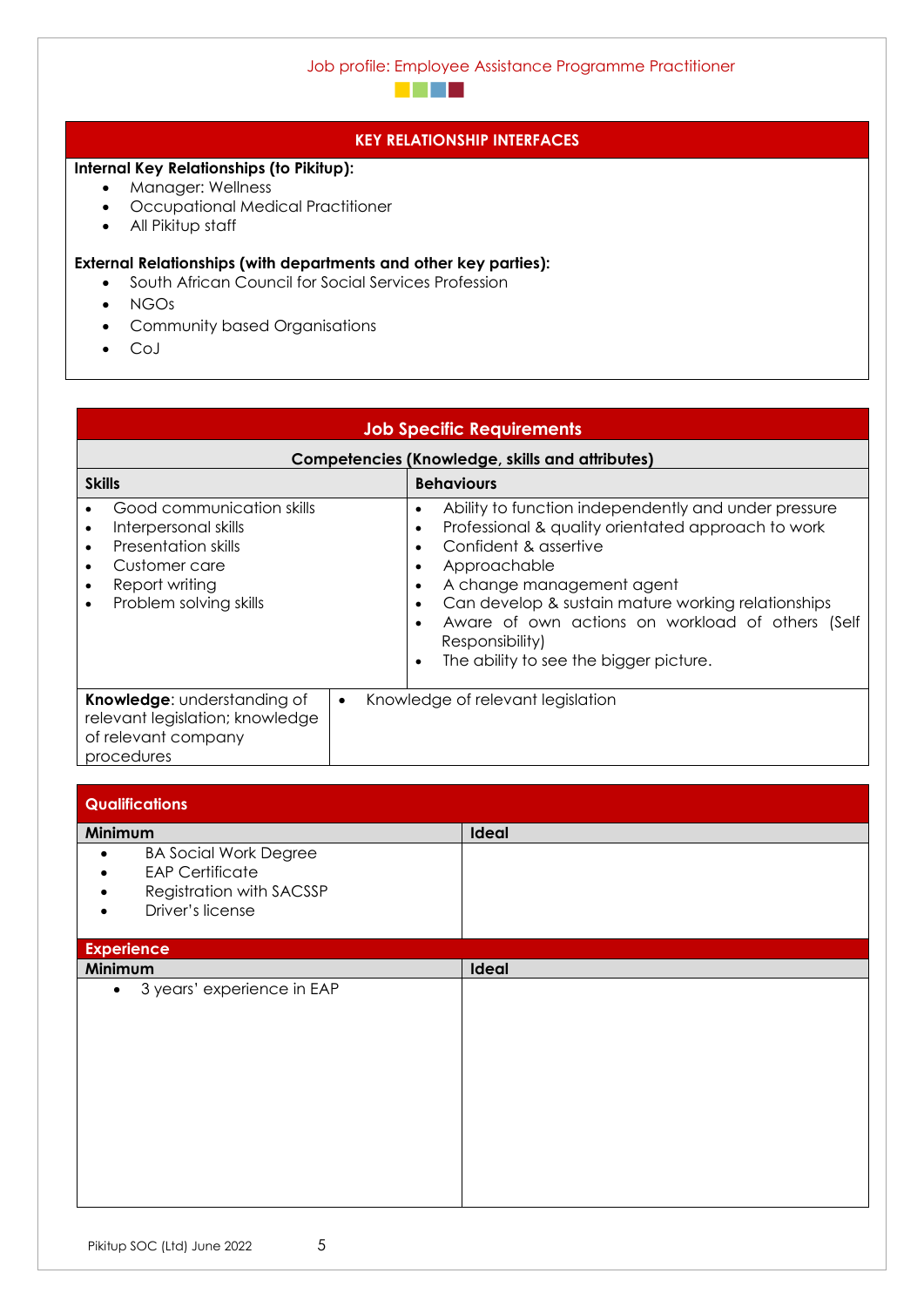Job profile: Employee Assistance Programme Practitioner

## KEY RELATIONSHIP INTERFACES

**Internal Key Relationships (to Pikitup):**

- Manager: Wellness
- Occupational Medical Practitioner
- All Pikitup staff

**External Relationships (with departments and other key parties):**

- South African Council for Social Services Profession
- NGOs
- Community based Organisations
- CoJ

## Job Specific Requirements

**Competencies (Knowledge, skills and attributes)**

| Skills | Behaviours |
|---|---|
| • Good communication skills<br>• Interpersonal skills<br>• Presentation skills<br>• Customer care<br>• Report writing<br>• Problem solving skills | • Ability to function independently and under pressure<br>• Professional & quality orientated approach to work<br>• Confident & assertive<br>• Approachable<br>• A change management agent<br>• Can develop & sustain mature working relationships<br>• Aware of own actions on workload of others (Self Responsibility)<br>• The ability to see the bigger picture. |
| **Knowledge**: understanding of relevant legislation; knowledge of relevant company procedures | • Knowledge of relevant legislation |

## Qualifications

| Minimum | Ideal |
|---|---|
| • BA Social Work Degree<br>• EAP Certificate<br>• Registration with SACSSP<br>• Driver's license | |

## Experience

| Minimum | Ideal |
|---|---|
| • 3 years' experience in EAP | |

Pikitup SOC (Ltd) June 2022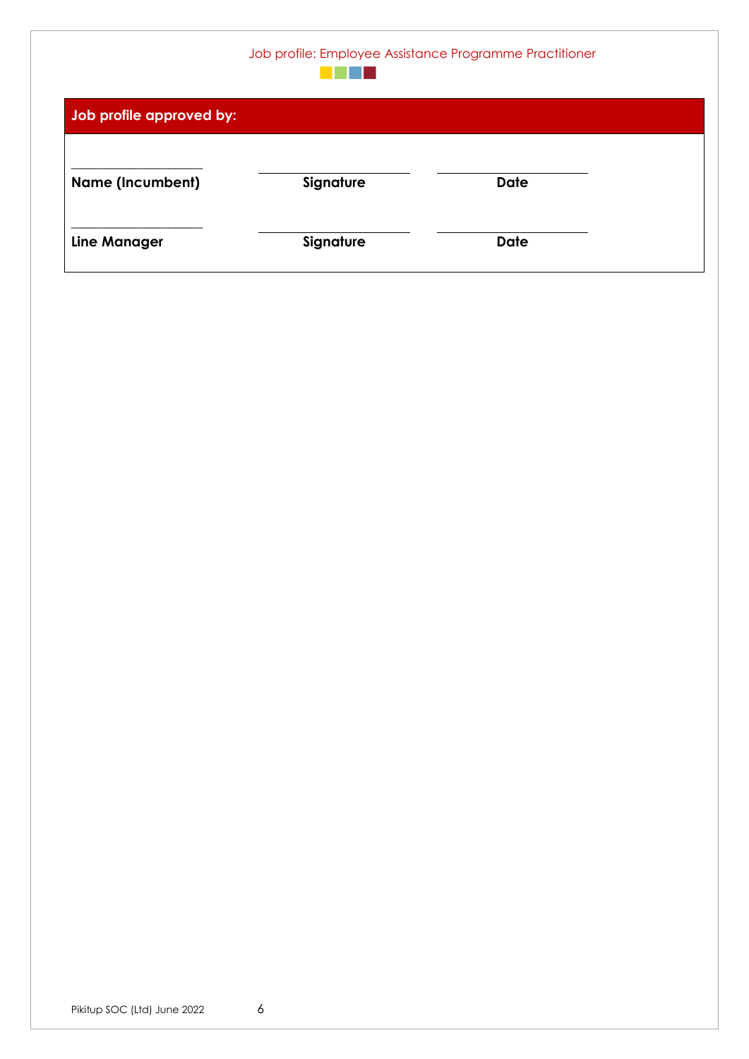## Job profile approved by:

| | | |
|---|---|---|
| ____________________ **Name (Incumbent)** | ____________________ **Signature** | ____________________ **Date** |
| ____________________ **Line Manager** | ____________________ **Signature** | ____________________ **Date** |